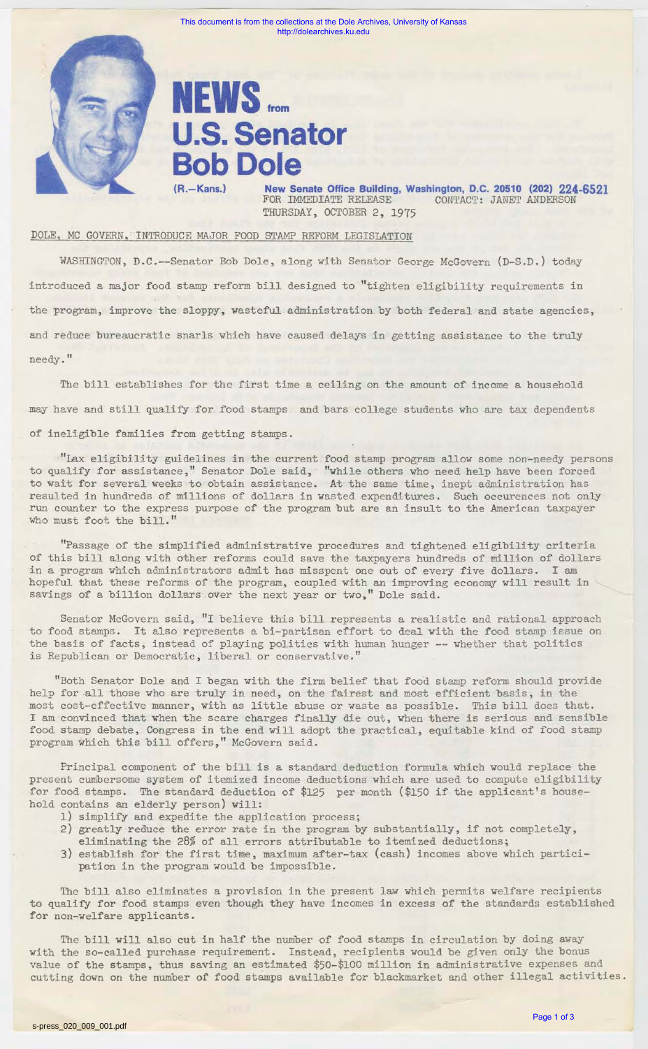# NEWS from U.S. Senator Bob Dole

(R.—Kans.) New Senate Office Building, Washington, D.C. 20510 (202) 224-6521

FOR IMMEDIATE RELEASE CONTACT: JANET ANDERSON

THURSDAY, OCTOBER 2, 1975

DOLE, MC GOVERN, INTRODUCE MAJOR FOOD STAMP REFORM LEGISLATION

WASHINGTON, D.C.--Senator Bob Dole, along with Senator George McGovern (D-S.D.) today introduced a major food stamp reform bill designed to "tighten eligibility requirements in the program, improve the sloppy, wasteful administration by both federal and state agencies, and reduce bureaucratic snarls which have caused delays in getting assistance to the truly needy."

The bill establishes for the first time a ceiling on the amount of income a household may have and still qualify for food stamps and bars college students who are tax dependents of ineligible families from getting stamps.

"Lax eligibility guidelines in the current food stamp program allow some non-needy persons to qualify for assistance," Senator Dole said, "while others who need help have been forced to wait for several weeks to obtain assistance. At the same time, inept administration has resulted in hundreds of millions of dollars in wasted expenditures. Such occurences not only run counter to the express purpose of the program but are an insult to the American taxpayer who must foot the bill."

"Passage of the simplified administrative procedures and tightened eligibility criteria of this bill along with other reforms could save the taxpayers hundreds of million of dollars in a program which administrators admit has misspent one out of every five dollars. I am hopeful that these reforms of the program, coupled with an improving economy will result in savings of a billion dollars over the next year or two," Dole said.

Senator McGovern said, "I believe this bill represents a realistic and rational approach to food stamps. It also represents a bi-partisan effort to deal with the food stamp issue on the basis of facts, instead of playing politics with human hunger -- whether that politics is Republican or Democratic, liberal or conservative."

"Both Senator Dole and I began with the firm belief that food stamp reform should provide help for all those who are truly in need, on the fairest and most efficient basis, in the most cost-effective manner, with as little abuse or waste as possible. This bill does that. I am convinced that when the scare charges finally die out, when there is serious and sensible food stamp debate, Congress in the end will adopt the practical, equitable kind of food stamp program which this bill offers," McGovern said.

Principal component of the bill is a standard deduction formula which would replace the present cumbersome system of itemized income deductions which are used to compute eligibility for food stamps. The standard deduction of $125 per month ($150 if the applicant's household contains an elderly person) will:

1) simplify and expedite the application process;
2) greatly reduce the error rate in the program by substantially, if not completely, eliminating the 28% of all errors attributable to itemized deductions;
3) establish for the first time, maximum after-tax (cash) incomes above which participation in the program would be impossible.

The bill also eliminates a provision in the present law which permits welfare recipients to qualify for food stamps even though they have incomes in excess of the standards established for non-welfare applicants.

The bill will also cut in half the number of food stamps in circulation by doing away with the so-called purchase requirement. Instead, recipients would be given only the bonus value of the stamps, thus saving an estimated $50-$100 million in administrative expenses and cutting down on the number of food stamps available for blackmarket and other illegal activities.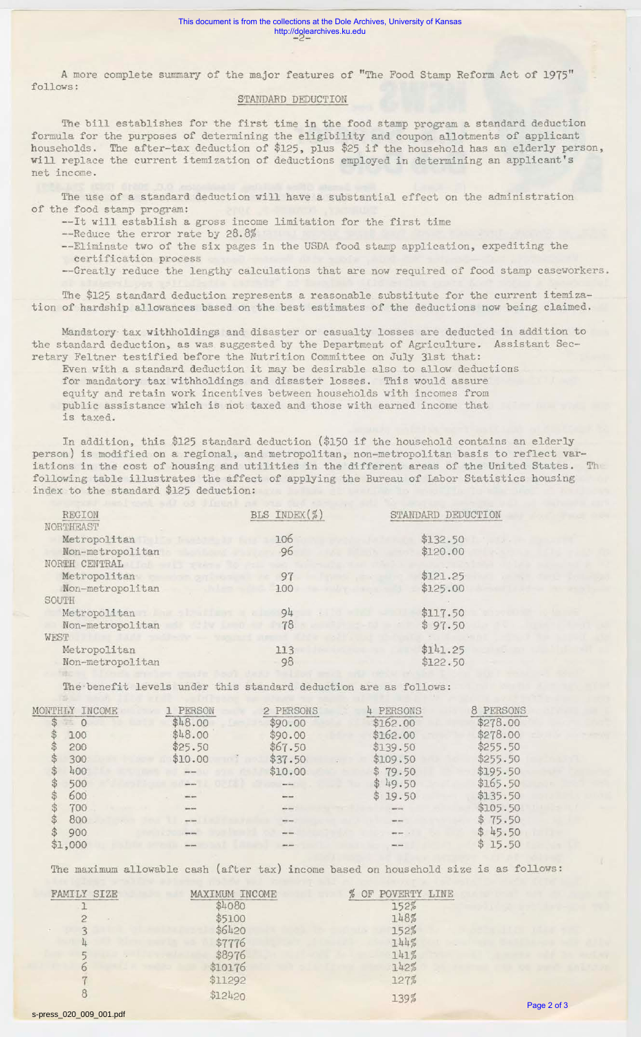A more complete summary of the major features of "The Food Stamp Reform Act of 1975" follows:

## STANDARD DEDUCTION

The bill establishes for the first time in the food stamp program a standard deduction formula for the purposes of determining the eligibility and coupon allotments of applicant households. The after-tax deduction of $125, plus $25 if the household has an elderly person, will replace the current itemization of deductions employed in determining an applicant's net income.

The use of a standard deduction will have a substantial effect on the administration of the food stamp program:

- --It will establish a gross income limitation for the first time
- --Reduce the error rate by 28.8%
- --Eliminate two of the six pages in the USDA food stamp application, expediting the certification process
- --Greatly reduce the lengthy calculations that are now required of food stamp caseworkers.

The $125 standard deduction represents a reasonable substitute for the current itemization of hardship allowances based on the best estimates of the deductions now being claimed.

Mandatory tax withholdings and disaster or casualty losses are deducted in addition to the standard deduction, as was suggested by the Department of Agriculture. Assistant Secretary Feltner testified before the Nutrition Committee on July 31st that:

> Even with a standard deduction it may be desirable also to allow deductions for mandatory tax withholdings and disaster losses. This would assure equity and retain work incentives between households with incomes from public assistance which is not taxed and those with earned income that is taxed.

In addition, this $125 standard deduction ($150 if the household contains an elderly person) is modified on a regional, and metropolitan, non-metropolitan basis to reflect variations in the cost of housing and utilities in the different areas of the United States. The following table illustrates the affect of applying the Bureau of Labor Statistics housing index to the standard $125 deduction:

| REGION | BLS INDEX(%) | STANDARD DEDUCTION |
|---|---|---|
| NORTHEAST | | |
| Metropolitan | 106 | $132.50 |
| Non-metropolitan | 96 | $120.00 |
| NORTH CENTRAL | | |
| Metropolitan | 97 | $121.25 |
| Non-metropolitan | 100 | $125.00 |
| SOUTH | | |
| Metropolitan | 94 | $117.50 |
| Non-metropolitan | 78 | $ 97.50 |
| WEST | | |
| Metropolitan | 113 | $141.25 |
| Non-metropolitan | 98 | $122.50 |

The benefit levels under this standard deduction are as follows:

| MONTHLY INCOME | 1 PERSON | 2 PERSONS | 4 PERSONS | 8 PERSONS |
|---|---|---|---|---|
| $ 0 | $48.00 | $90.00 | $162.00 | $278.00 |
| $ 100 | $48.00 | $90.00 | $162.00 | $278.00 |
| $ 200 | $25.50 | $67.50 | $139.50 | $255.50 |
| $ 300 | $10.00 | $37.50 | $109.50 | $255.50 |
| $ 400 | -- | $10.00 | $ 79.50 | $195.50 |
| $ 500 | -- | -- | $ 49.50 | $165.50 |
| $ 600 | -- | -- | $ 19.50 | $135.50 |
| $ 700 | -- | -- | -- | $105.50 |
| $ 800 | -- | -- | -- | $ 75.50 |
| $ 900 | -- | -- | -- | $ 45.50 |
| $1,000 | -- | -- | -- | $ 15.50 |

The maximum allowable cash (after tax) income based on household size is as follows:

| FAMILY SIZE | MAXIMUM INCOME | % OF POVERTY LINE |
|---|---|---|
| 1 | $4080 | 152% |
| 2 | $5100 | 148% |
| 3 | $6420 | 152% |
| 4 | $7776 | 144% |
| 5 | $8976 | 141% |
| 6 | $10176 | 142% |
| 7 | $11292 | 127% |
| 8 | $12420 | 139% |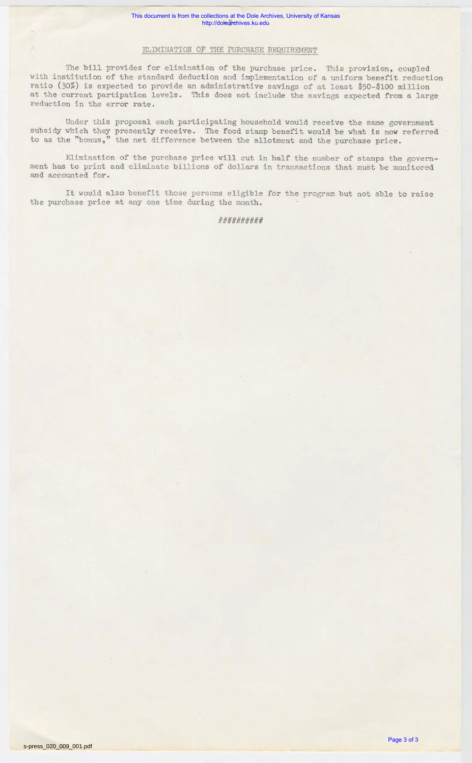## ELIMINATION OF THE PURCHASE REQUIREMENT

The bill provides for elimination of the purchase price. This provision, coupled with institution of the standard deduction and implementation of a uniform benefit reduction ratio (30%) is expected to provide an administrative savings of at least $50-$100 million at the current partipation levels. This does not include the savings expected from a large reduction in the error rate.

Under this proposal each participating household would receive the same government subsidy which they presently receive. The food stamp benefit would be what is now referred to as the "bonus," the net difference between the allotment and the purchase price.

Elimination of the purchase price will cut in half the number of stamps the government has to print and eliminate billions of dollars in transactions that must be monitored and accounted for.

It would also benefit those persons eligible for the program but not able to raise the purchase price at any one time during the month.

#########